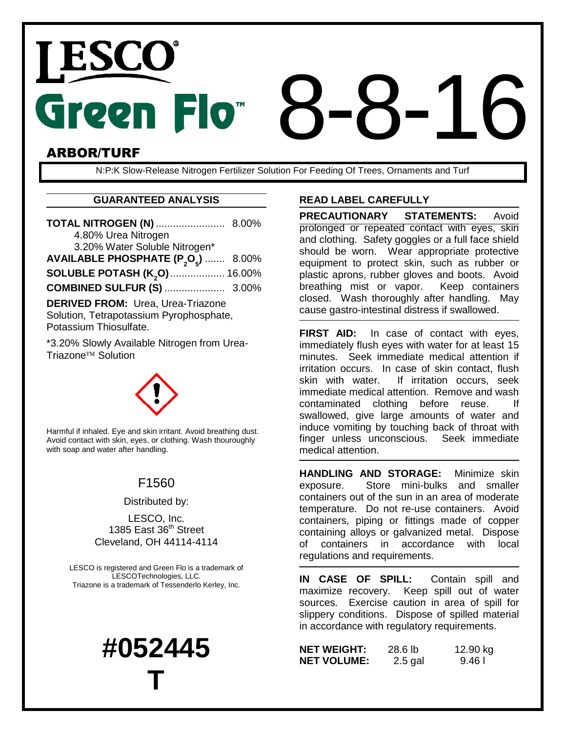# LESCO® Green Flo™ 8-8-16

## ARBOR/TURF

N:P:K Slow-Release Nitrogen Fertilizer Solution For Feeding Of Trees, Ornaments and Turf

### GUARANTEED ANALYSIS

**TOTAL NITROGEN (N)** ........................ 8.00%
4.80% Urea Nitrogen
3.20% Water Soluble Nitrogen*
**AVAILABLE PHOSPHATE ($P_2O_5$)** ....... 8.00%
**SOLUBLE POTASH ($K_2O$)** .................. 16.00%
**COMBINED SULFUR (S)** ..................... 3.00%

**DERIVED FROM:** Urea, Urea-Triazone Solution, Tetrapotassium Pyrophosphate, Potassium Thiosulfate.

*3.20% Slowly Available Nitrogen from Urea-Triazone™ Solution

Harmful if inhaled. Eye and skin irritant. Avoid breathing dust. Avoid contact with skin, eyes, or clothing. Wash thouroughly with soap and water after handling.

F1560

Distributed by:

LESCO, Inc.
1385 East 36th Street
Cleveland, OH 44114-4114

LESCO is registered and Green Flo is a trademark of LESCOTechnologies, LLC.
Triazone is a trademark of Tessenderlo Kerley, Inc.

# #052445 T

### READ LABEL CAREFULLY

**PRECAUTIONARY STATEMENTS:** Avoid prolonged or repeated contact with eyes, skin and clothing. Safety goggles or a full face shield should be worn. Wear appropriate protective equipment to protect skin, such as rubber or plastic aprons, rubber gloves and boots. Avoid breathing mist or vapor. Keep containers closed. Wash thoroughly after handling. May cause gastro-intestinal distress if swallowed.

**FIRST AID:** In case of contact with eyes, immediately flush eyes with water for at least 15 minutes. Seek immediate medical attention if irritation occurs. In case of skin contact, flush skin with water. If irritation occurs, seek immediate medical attention. Remove and wash contaminated clothing before reuse. If swallowed, give large amounts of water and induce vomiting by touching back of throat with finger unless unconscious. Seek immediate medical attention.

**HANDLING AND STORAGE:** Minimize skin exposure. Store mini-bulks and smaller containers out of the sun in an area of moderate temperature. Do not re-use containers. Avoid containers, piping or fittings made of copper containing alloys or galvanized metal. Dispose of containers in accordance with local regulations and requirements.

**IN CASE OF SPILL:** Contain spill and maximize recovery. Keep spill out of water sources. Exercise caution in area of spill for slippery conditions. Dispose of spilled material in accordance with regulatory requirements.

| | | |
|---|---|---|
| **NET WEIGHT:** | 28.6 lb | 12.90 kg |
| **NET VOLUME:** | 2.5 gal | 9.46 l |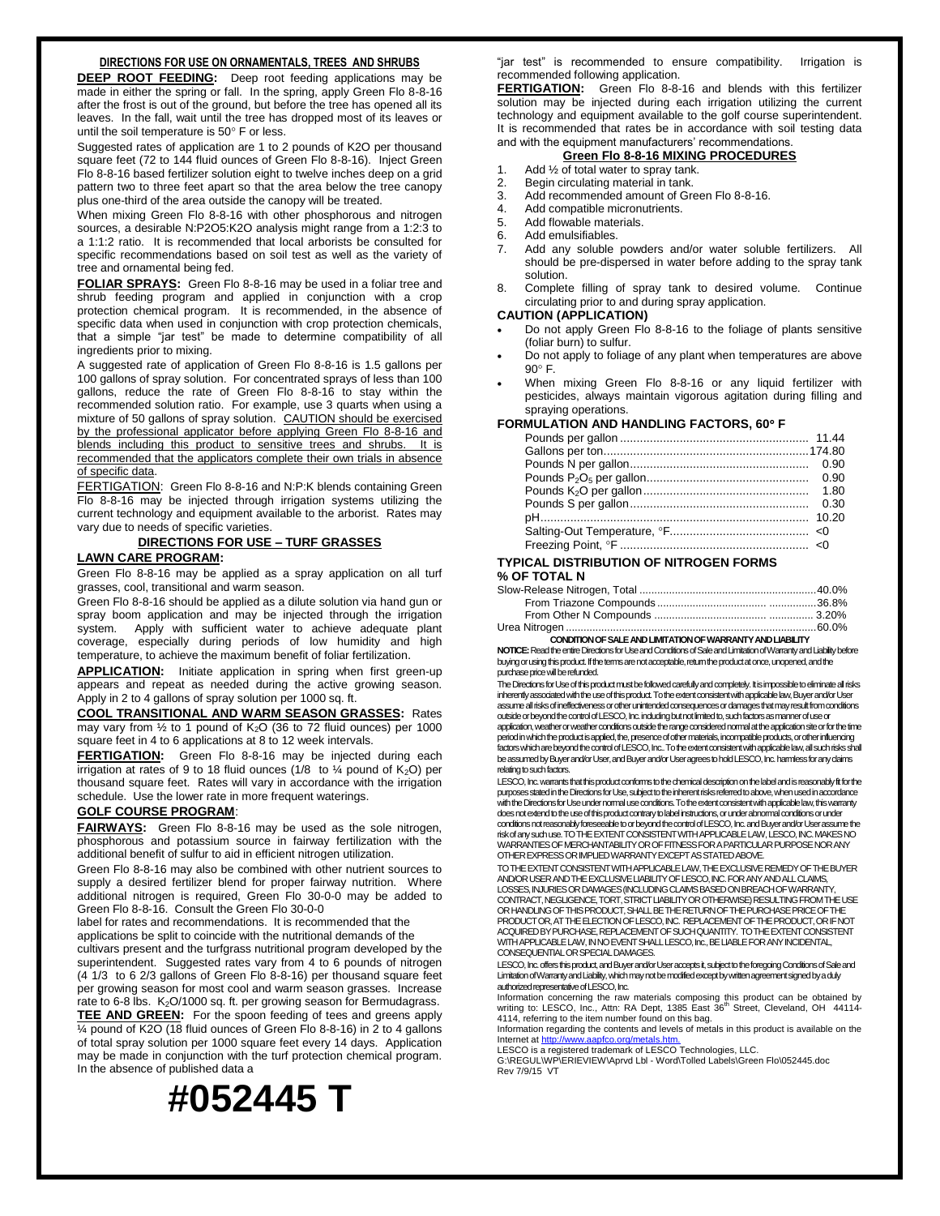## DIRECTIONS FOR USE ON ORNAMENTALS, TREES AND SHRUBS

**DEEP ROOT FEEDING:** Deep root feeding applications may be made in either the spring or fall. In the spring, apply Green Flo 8-8-16 after the frost is out of the ground, but before the tree has opened all its leaves. In the fall, wait until the tree has dropped most of its leaves or until the soil temperature is 50° F or less.

Suggested rates of application are 1 to 2 pounds of K2O per thousand square feet (72 to 144 fluid ounces of Green Flo 8-8-16). Inject Green Flo 8-8-16 based fertilizer solution eight to twelve inches deep on a grid pattern two to three feet apart so that the area below the tree canopy plus one-third of the area outside the canopy will be treated.

When mixing Green Flo 8-8-16 with other phosphorous and nitrogen sources, a desirable N:P2O5:K2O analysis might range from a 1:2:3 to a 1:1:2 ratio. It is recommended that local arborists be consulted for specific recommendations based on soil test as well as the variety of tree and ornamental being fed.

**FOLIAR SPRAYS:** Green Flo 8-8-16 may be used in a foliar tree and shrub feeding program and applied in conjunction with a crop protection chemical program. It is recommended, in the absence of specific data when used in conjunction with crop protection chemicals, that a simple "jar test" be made to determine compatibility of all ingredients prior to mixing.

A suggested rate of application of Green Flo 8-8-16 is 1.5 gallons per 100 gallons of spray solution. For concentrated sprays of less than 100 gallons, reduce the rate of Green Flo 8-8-16 to stay within the recommended solution ratio. For example, use 3 quarts when using a mixture of 50 gallons of spray solution. CAUTION should be exercised by the professional applicator before applying Green Flo 8-8-16 and blends including this product to sensitive trees and shrubs. It is recommended that the applicators complete their own trials in absence of specific data.

FERTIGATION: Green Flo 8-8-16 and N:P:K blends containing Green Flo 8-8-16 may be injected through irrigation systems utilizing the current technology and equipment available to the arborist. Rates may vary due to needs of specific varieties.

## DIRECTIONS FOR USE – TURF GRASSES

### LAWN CARE PROGRAM:

Green Flo 8-8-16 may be applied as a spray application on all turf grasses, cool, transitional and warm season.

Green Flo 8-8-16 should be applied as a dilute solution via hand gun or spray boom application and may be injected through the irrigation system. Apply with sufficient water to achieve adequate plant coverage, especially during periods of low humidity and high temperature, to achieve the maximum benefit of foliar fertilization.

**APPLICATION:** Initiate application in spring when first green-up appears and repeat as needed during the active growing season. Apply in 2 to 4 gallons of spray solution per 1000 sq. ft.

**COOL TRANSITIONAL AND WARM SEASON GRASSES:** Rates may vary from ½ to 1 pound of $K_2O$ (36 to 72 fluid ounces) per 1000 square feet in 4 to 6 applications at 8 to 12 week intervals.

**FERTIGATION:** Green Flo 8-8-16 may be injected during each irrigation at rates of 9 to 18 fluid ounces (1/8 to ¼ pound of $K_2O$) per thousand square feet. Rates will vary in accordance with the irrigation schedule. Use the lower rate in more frequent waterings.

### GOLF COURSE PROGRAM:

**FAIRWAYS:** Green Flo 8-8-16 may be used as the sole nitrogen, phosphorous and potassium source in fairway fertilization with the additional benefit of sulfur to aid in efficient nitrogen utilization.

Green Flo 8-8-16 may also be combined with other nutrient sources to supply a desired fertilizer blend for proper fairway nutrition. Where additional nitrogen is required, Green Flo 30-0-0 may be added to Green Flo 8-8-16. Consult the Green Flo 30-0-0 label for rates and recommendations. It is recommended that the applications be split to coincide with the nutritional demands of the cultivars present and the turfgrass nutritional program developed by the superintendent. Suggested rates vary from 4 to 6 pounds of nitrogen (4 1/3 to 6 2/3 gallons of Green Flo 8-8-16) per thousand square feet per growing season for most cool and warm season grasses. Increase rate to 6-8 lbs. $K_2O$/1000 sq. ft. per growing season for Bermudagrass.

**TEE AND GREEN:** For the spoon feeding of tees and greens apply ¼ pound of K2O (18 fluid ounces of Green Flo 8-8-16) in 2 to 4 gallons of total spray solution per 1000 square feet every 14 days. Application may be made in conjunction with the turf protection chemical program. In the absence of published data a "jar test" is recommended to ensure compatibility. Irrigation is recommended following application.

**FERTIGATION:** Green Flo 8-8-16 and blends with this fertilizer solution may be injected during each irrigation utilizing the current technology and equipment available to the golf course superintendent. It is recommended that rates be in accordance with soil testing data and with the equipment manufacturers' recommendations.

### Green Flo 8-8-16 MIXING PROCEDURES

1. Add ½ of total water to spray tank.
2. Begin circulating material in tank.
3. Add recommended amount of Green Flo 8-8-16.
4. Add compatible micronutrients.
5. Add flowable materials.
6. Add emulsifiables.
7. Add any soluble powders and/or water soluble fertilizers. All should be pre-dispersed in water before adding to the spray tank solution.
8. Complete filling of spray tank to desired volume. Continue circulating prior to and during spray application.

### CAUTION (APPLICATION)

- Do not apply Green Flo 8-8-16 to the foliage of plants sensitive (foliar burn) to sulfur.
- Do not apply to foliage of any plant when temperatures are above 90° F.
- When mixing Green Flo 8-8-16 or any liquid fertilizer with pesticides, always maintain vigorous agitation during filling and spraying operations.

### FORMULATION AND HANDLING FACTORS, 60° F

| | |
|---|---|
| Pounds per gallon | 11.44 |
| Gallons per ton | 174.80 |
| Pounds N per gallon | 0.90 |
| Pounds $P_2O_5$ per gallon | 0.90 |
| Pounds $K_2O$ per gallon | 1.80 |
| Pounds S per gallon | 0.30 |
| pH | 10.20 |
| Salting-Out Temperature, °F | <0 |
| Freezing Point, °F | <0 |

### TYPICAL DISTRIBUTION OF NITROGEN FORMS
**% OF TOTAL N**

| | |
|---|---|
| Slow-Release Nitrogen, Total | 40.0% |
| From Triazone Compounds | 36.8% |
| From Other N Compounds | 3.20% |
| Urea Nitrogen | 60.0% |

**CONDITION OF SALE AND LIMITATION OF WARRANTY AND LIABILITY**

**NOTICE:** Read the entire Directions for Use and Conditions of Sale and Limitation of Warranty and Liability before buying or using this product. If the terms are not acceptable, return the product at once, unopened, and the purchase price will be refunded.

The Directions for Use of this product must be followed carefully and completely. It is impossible to eliminate all risks inherently associated with the use of this product. To the extent consistent with applicable law, Buyer and/or User assume all risks of ineffectiveness or other unintended consequences or damages that may result from conditions outside or beyond the control of LESCO, Inc. including but not limited to, such factors as manner of use or application, weather or weather conditions outside the range considered normal at the application site or for the time period in which the product is applied, the, presence of other materials, incompatible products, or other influencing factors which are beyond the control of LESCO, Inc.. To the extent consistent with applicable law, all such risks shall be assumed by Buyer and/or User, and Buyer and/or User agrees to hold LESCO, Inc. harmless for any claims relating to such factors.

LESCO, Inc. warrants that this product conforms to the chemical description on the label and is reasonably fit for the purposes stated in the Directions for Use, subject to the inherent risks referred to above, when used in accordance with the Directions for Use under normal use conditions. To the extent consistent with applicable law, this warranty does not extend to the use of this product contrary to label instructions, or under abnormal conditions or under conditions not reasonably foreseeable to or beyond the control of LESCO, Inc. and Buyer and/or User assume the risk of any such use. TO THE EXTENT CONSISTENT WITH APPLICABLE LAW, LESCO, INC. MAKES NO WARRANTIES OF MERCHANTABILITY OR OF FITNESS FOR A PARTICULAR PURPOSE NOR ANY OTHER EXPRESS OR IMPLIED WARRANTY EXCEPT AS STATED ABOVE.

TO THE EXTENT CONSISTENT WITH APPLICABLE LAW, THE EXCLUSIVE REMEDY OF THE BUYER AND/OR USER AND THE EXCLUSIVE LIABILITY OF LESCO, INC. FOR ANY AND ALL CLAIMS, LOSSES, INJURIES OR DAMAGES (INCLUDING CLAIMS BASED ON BREACH OF WARRANTY, CONTRACT, NEGLIGENCE, TORT, STRICT LIABILITY OR OTHERWISE) RESULTING FROM THE USE OR HANDLING OF THIS PRODUCT, SHALL BE THE RETURN OF THE PURCHASE PRICE OF THE PRODUCT OR, AT THE ELECTION OF LESCO, INC. REPLACEMENT OF THE PRODUCT, OR IF NOT ACQUIRED BY PURCHASE, REPLACEMENT OF SUCH QUANTITY. TO THE EXTENT CONSISTENT WITH APPLICABLE LAW, IN NO EVENT SHALL LESCO, Inc., BE LIABLE FOR ANY INCIDENTAL, CONSEQUENTIAL OR SPECIAL DAMAGES.

LESCO, Inc. offers this product, and Buyer and/or User accepts it, subject to the foregoing Conditions of Sale and Limitation of Warranty and Liability, which may not be modified except by written agreement signed by a duly authorized representative of LESCO, Inc.

Information concerning the raw materials composing this product can be obtained by writing to: LESCO, Inc., Attn: RA Dept, 1385 East 36th Street, Cleveland, OH 44114-4114, referring to the item number found on this bag.

Information regarding the contents and levels of metals in this product is available on the Internet at http://www.aapfco.org/metals.htm.

LESCO is a registered trademark of LESCO Technologies, LLC.

G:\REGUL\WP\ERIEVIEW\Aprvd Lbl - Word\Tolled Labels\Green Flo\052445.doc
Rev 7/9/15 VT

# #052445 T